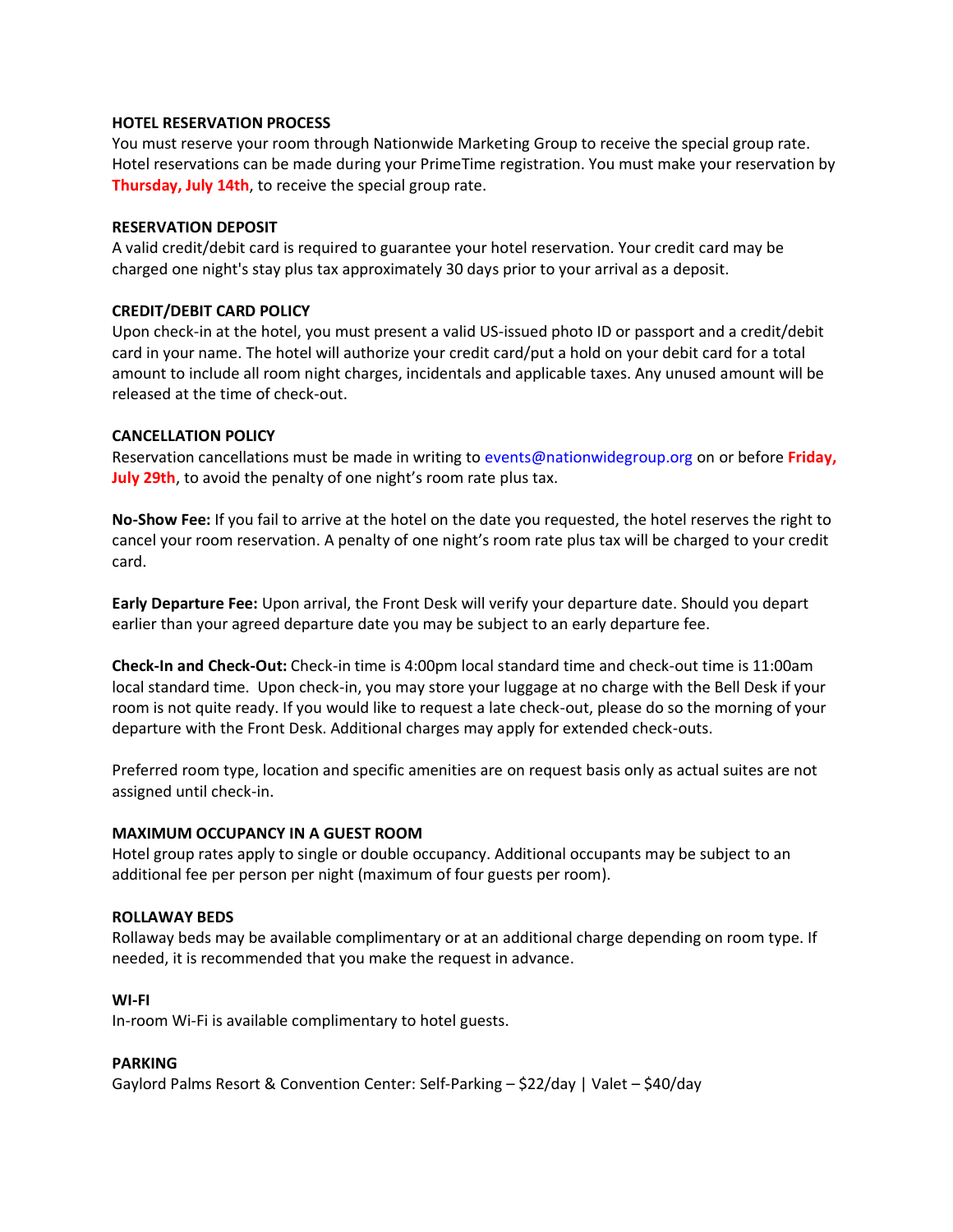**HOTEL RESERVATION PROCESS**

You must reserve your room through Nationwide Marketing Group to receive the special group rate. Hotel reservations can be made during your PrimeTime registration. You must make your reservation by **Thursday, July 14th**, to receive the special group rate.

**RESERVATION DEPOSIT**

A valid credit/debit card is required to guarantee your hotel reservation. Your credit card may be charged one night's stay plus tax approximately 30 days prior to your arrival as a deposit.

**CREDIT/DEBIT CARD POLICY**

Upon check-in at the hotel, you must present a valid US-issued photo ID or passport and a credit/debit card in your name. The hotel will authorize your credit card/put a hold on your debit card for a total amount to include all room night charges, incidentals and applicable taxes. Any unused amount will be released at the time of check-out.

**CANCELLATION POLICY**

Reservation cancellations must be made in writing to events@nationwidegroup.org on or before **Friday, July 29th**, to avoid the penalty of one night's room rate plus tax.

**No-Show Fee:** If you fail to arrive at the hotel on the date you requested, the hotel reserves the right to cancel your room reservation. A penalty of one night's room rate plus tax will be charged to your credit card.

**Early Departure Fee:** Upon arrival, the Front Desk will verify your departure date. Should you depart earlier than your agreed departure date you may be subject to an early departure fee.

**Check-In and Check-Out:** Check-in time is 4:00pm local standard time and check-out time is 11:00am local standard time. Upon check-in, you may store your luggage at no charge with the Bell Desk if your room is not quite ready. If you would like to request a late check-out, please do so the morning of your departure with the Front Desk. Additional charges may apply for extended check-outs.

Preferred room type, location and specific amenities are on request basis only as actual suites are not assigned until check-in.

**MAXIMUM OCCUPANCY IN A GUEST ROOM**

Hotel group rates apply to single or double occupancy. Additional occupants may be subject to an additional fee per person per night (maximum of four guests per room).

**ROLLAWAY BEDS**

Rollaway beds may be available complimentary or at an additional charge depending on room type. If needed, it is recommended that you make the request in advance.

**WI-FI**

In-room Wi-Fi is available complimentary to hotel guests.

**PARKING**

Gaylord Palms Resort & Convention Center: Self-Parking – $22/day | Valet – $40/day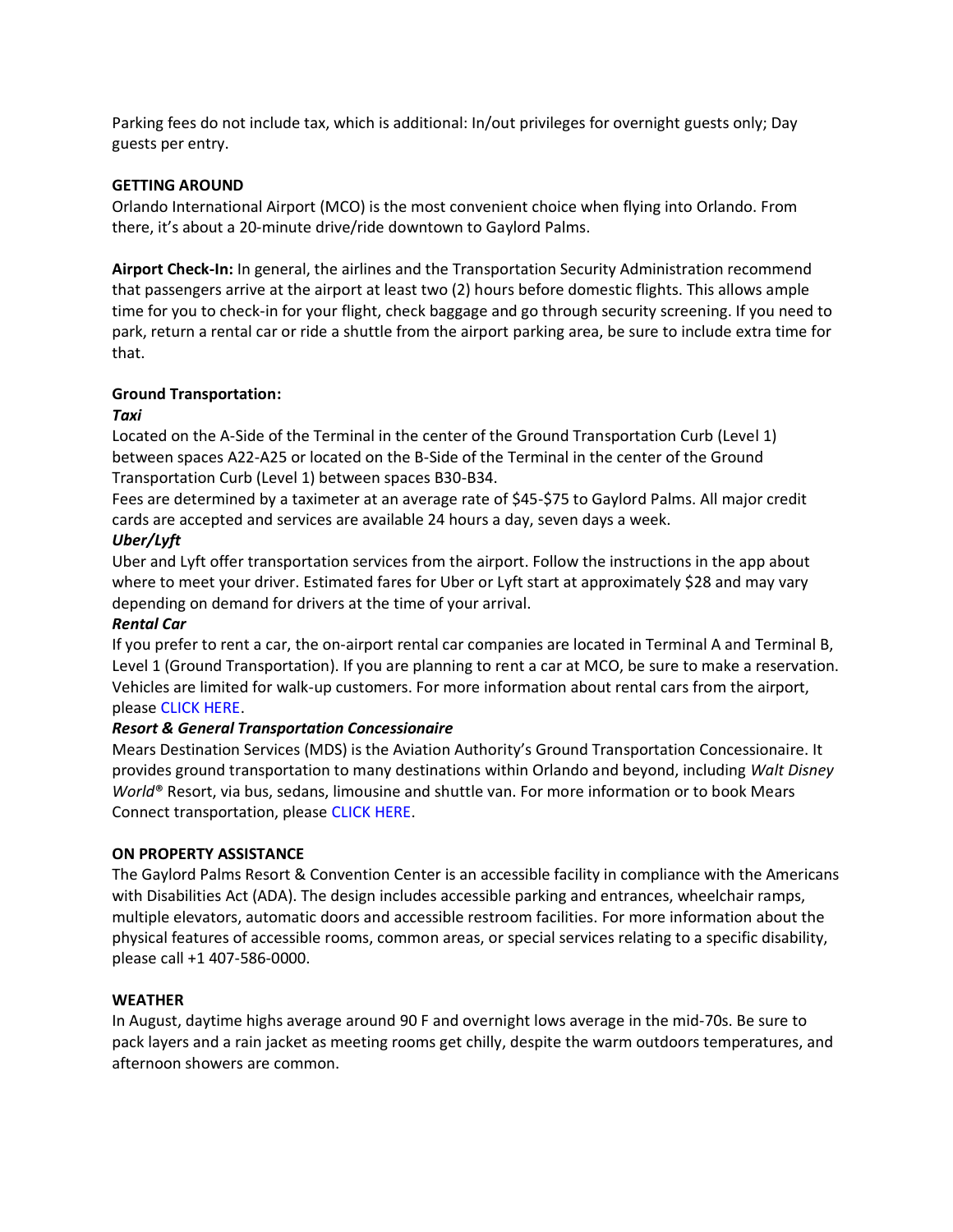Parking fees do not include tax, which is additional: In/out privileges for overnight guests only; Day guests per entry.

## GETTING AROUND

Orlando International Airport (MCO) is the most convenient choice when flying into Orlando. From there, it's about a 20-minute drive/ride downtown to Gaylord Palms.

**Airport Check-In:** In general, the airlines and the Transportation Security Administration recommend that passengers arrive at the airport at least two (2) hours before domestic flights. This allows ample time for you to check-in for your flight, check baggage and go through security screening. If you need to park, return a rental car or ride a shuttle from the airport parking area, be sure to include extra time for that.

**Ground Transportation:**

***Taxi***

Located on the A-Side of the Terminal in the center of the Ground Transportation Curb (Level 1) between spaces A22-A25 or located on the B-Side of the Terminal in the center of the Ground Transportation Curb (Level 1) between spaces B30-B34.

Fees are determined by a taximeter at an average rate of $45-$75 to Gaylord Palms. All major credit cards are accepted and services are available 24 hours a day, seven days a week.

***Uber/Lyft***

Uber and Lyft offer transportation services from the airport. Follow the instructions in the app about where to meet your driver. Estimated fares for Uber or Lyft start at approximately $28 and may vary depending on demand for drivers at the time of your arrival.

***Rental Car***

If you prefer to rent a car, the on-airport rental car companies are located in Terminal A and Terminal B, Level 1 (Ground Transportation). If you are planning to rent a car at MCO, be sure to make a reservation. Vehicles are limited for walk-up customers. For more information about rental cars from the airport, please CLICK HERE.

***Resort & General Transportation Concessionaire***

Mears Destination Services (MDS) is the Aviation Authority's Ground Transportation Concessionaire. It provides ground transportation to many destinations within Orlando and beyond, including *Walt Disney World*® Resort, via bus, sedans, limousine and shuttle van. For more information or to book Mears Connect transportation, please CLICK HERE.

## ON PROPERTY ASSISTANCE

The Gaylord Palms Resort & Convention Center is an accessible facility in compliance with the Americans with Disabilities Act (ADA). The design includes accessible parking and entrances, wheelchair ramps, multiple elevators, automatic doors and accessible restroom facilities. For more information about the physical features of accessible rooms, common areas, or special services relating to a specific disability, please call +1 407-586-0000.

## WEATHER

In August, daytime highs average around 90 F and overnight lows average in the mid-70s. Be sure to pack layers and a rain jacket as meeting rooms get chilly, despite the warm outdoors temperatures, and afternoon showers are common.